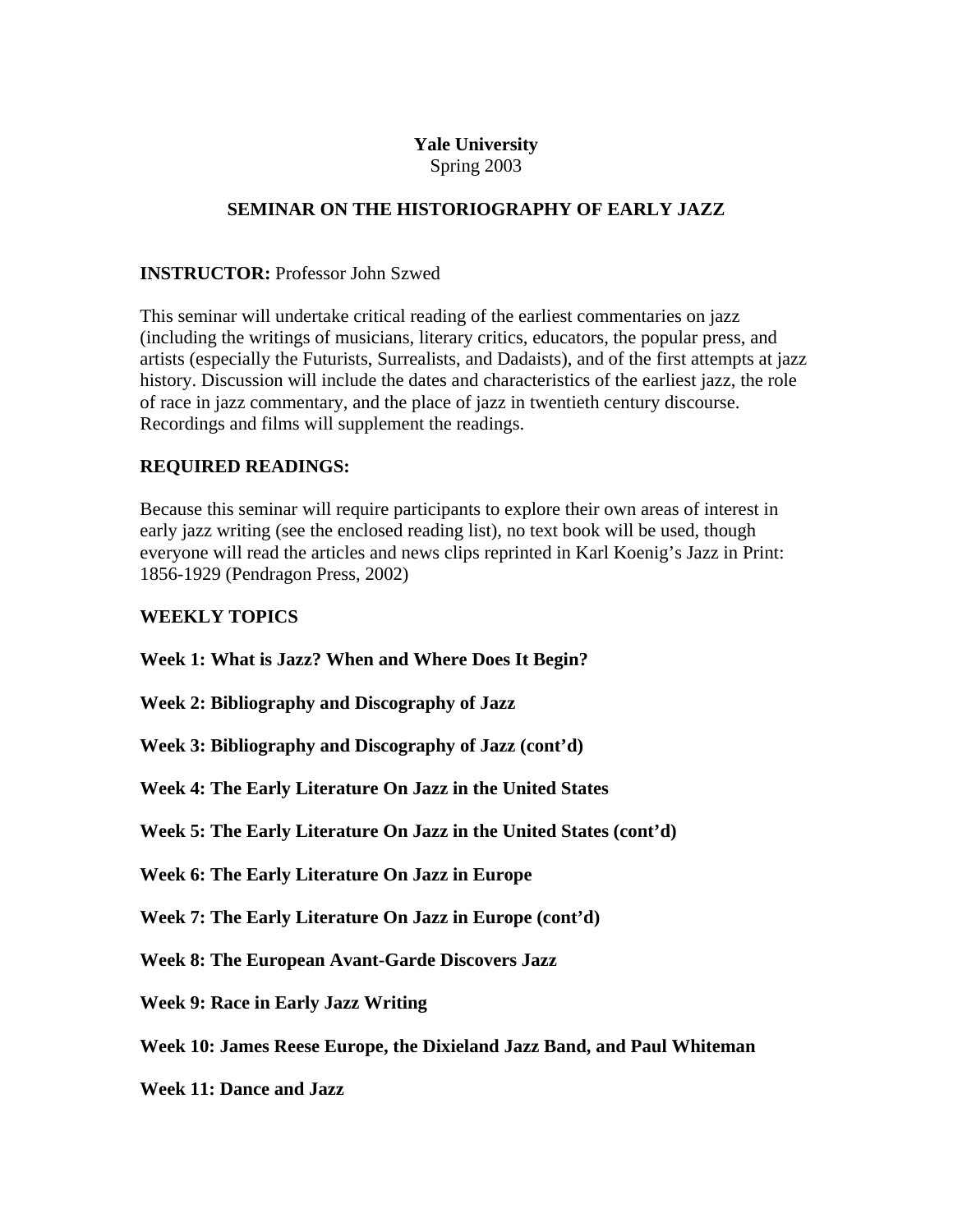**Yale University**
Spring 2003

## SEMINAR ON THE HISTORIOGRAPHY OF EARLY JAZZ

**INSTRUCTOR:** Professor John Szwed

This seminar will undertake critical reading of the earliest commentaries on jazz (including the writings of musicians, literary critics, educators, the popular press, and artists (especially the Futurists, Surrealists, and Dadaists), and of the first attempts at jazz history. Discussion will include the dates and characteristics of the earliest jazz, the role of race in jazz commentary, and the place of jazz in twentieth century discourse. Recordings and films will supplement the readings.

### REQUIRED READINGS:

Because this seminar will require participants to explore their own areas of interest in early jazz writing (see the enclosed reading list), no text book will be used, though everyone will read the articles and news clips reprinted in Karl Koenig's Jazz in Print: 1856-1929 (Pendragon Press, 2002)

### WEEKLY TOPICS

**Week 1: What is Jazz? When and Where Does It Begin?**

**Week 2: Bibliography and Discography of Jazz**

**Week 3: Bibliography and Discography of Jazz (cont'd)**

**Week 4: The Early Literature On Jazz in the United States**

**Week 5: The Early Literature On Jazz in the United States (cont'd)**

**Week 6: The Early Literature On Jazz in Europe**

**Week 7: The Early Literature On Jazz in Europe (cont'd)**

**Week 8: The European Avant-Garde Discovers Jazz**

**Week 9: Race in Early Jazz Writing**

**Week 10: James Reese Europe, the Dixieland Jazz Band, and Paul Whiteman**

**Week 11: Dance and Jazz**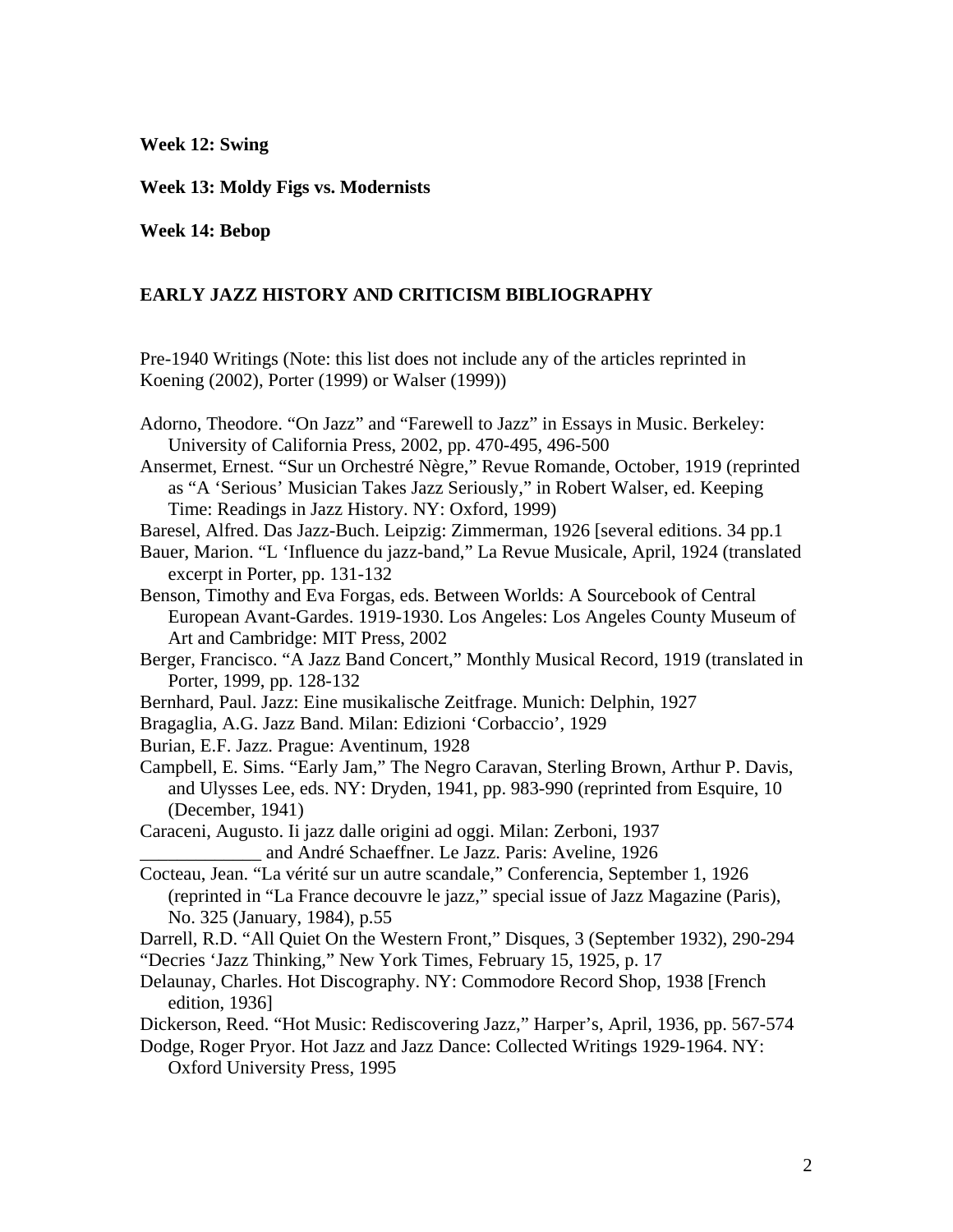**Week 12: Swing**

**Week 13: Moldy Figs vs. Modernists**

**Week 14: Bebop**

## EARLY JAZZ HISTORY AND CRITICISM BIBLIOGRAPHY

Pre-1940 Writings (Note: this list does not include any of the articles reprinted in Koening (2002), Porter (1999) or Walser (1999))

Adorno, Theodore. "On Jazz" and "Farewell to Jazz" in Essays in Music. Berkeley: University of California Press, 2002, pp. 470-495, 496-500

Ansermet, Ernest. "Sur un Orchestré Nègre," Revue Romande, October, 1919 (reprinted as "A 'Serious' Musician Takes Jazz Seriously," in Robert Walser, ed. Keeping Time: Readings in Jazz History. NY: Oxford, 1999)

Baresel, Alfred. Das Jazz-Buch. Leipzig: Zimmerman, 1926 [several editions. 34 pp.1

Bauer, Marion. "L 'Influence du jazz-band," La Revue Musicale, April, 1924 (translated excerpt in Porter, pp. 131-132

Benson, Timothy and Eva Forgas, eds. Between Worlds: A Sourcebook of Central European Avant-Gardes. 1919-1930. Los Angeles: Los Angeles County Museum of Art and Cambridge: MIT Press, 2002

Berger, Francisco. "A Jazz Band Concert," Monthly Musical Record, 1919 (translated in Porter, 1999, pp. 128-132

Bernhard, Paul. Jazz: Eine musikalische Zeitfrage. Munich: Delphin, 1927

Bragaglia, A.G. Jazz Band. Milan: Edizioni 'Corbaccio', 1929

Burian, E.F. Jazz. Prague: Aventinum, 1928

Campbell, E. Sims. "Early Jam," The Negro Caravan, Sterling Brown, Arthur P. Davis, and Ulysses Lee, eds. NY: Dryden, 1941, pp. 983-990 (reprinted from Esquire, 10 (December, 1941)

Caraceni, Augusto. Ii jazz dalle origini ad oggi. Milan: Zerboni, 1937

_____________ and André Schaeffner. Le Jazz. Paris: Aveline, 1926

Cocteau, Jean. "La vérité sur un autre scandale," Conferencia, September 1, 1926 (reprinted in "La France decouvre le jazz," special issue of Jazz Magazine (Paris), No. 325 (January, 1984), p.55

Darrell, R.D. "All Quiet On the Western Front," Disques, 3 (September 1932), 290-294

"Decries 'Jazz Thinking," New York Times, February 15, 1925, p. 17

Delaunay, Charles. Hot Discography. NY: Commodore Record Shop, 1938 [French edition, 1936]

Dickerson, Reed. "Hot Music: Rediscovering Jazz," Harper's, April, 1936, pp. 567-574

Dodge, Roger Pryor. Hot Jazz and Jazz Dance: Collected Writings 1929-1964. NY: Oxford University Press, 1995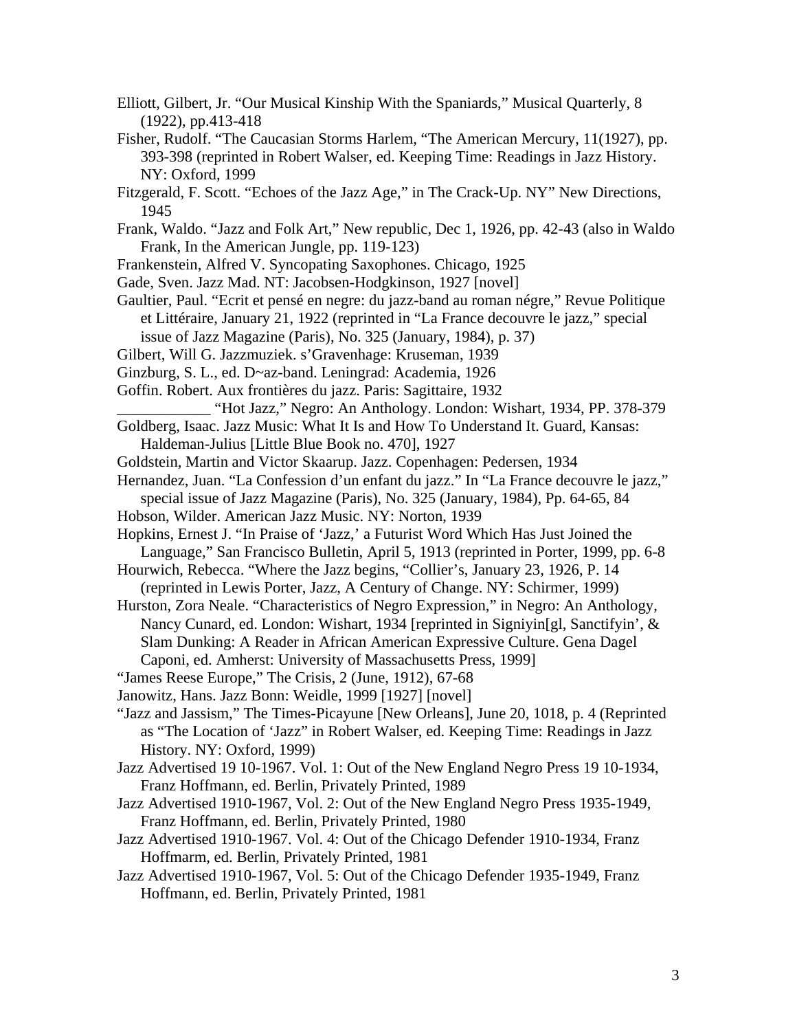Elliott, Gilbert, Jr. "Our Musical Kinship With the Spaniards," Musical Quarterly, 8 (1922), pp.413-418

Fisher, Rudolf. "The Caucasian Storms Harlem, "The American Mercury, 11(1927), pp. 393-398 (reprinted in Robert Walser, ed. Keeping Time: Readings in Jazz History. NY: Oxford, 1999

Fitzgerald, F. Scott. "Echoes of the Jazz Age," in The Crack-Up. NY" New Directions, 1945

Frank, Waldo. "Jazz and Folk Art," New republic, Dec 1, 1926, pp. 42-43 (also in Waldo Frank, In the American Jungle, pp. 119-123)

Frankenstein, Alfred V. Syncopating Saxophones. Chicago, 1925

Gade, Sven. Jazz Mad. NT: Jacobsen-Hodgkinson, 1927 [novel]

Gaultier, Paul. "Ecrit et pensé en negre: du jazz-band au roman négre," Revue Politique et Littéraire, January 21, 1922 (reprinted in "La France decouvre le jazz," special issue of Jazz Magazine (Paris), No. 325 (January, 1984), p. 37)

Gilbert, Will G. Jazzmuziek. s'Gravenhage: Kruseman, 1939

Ginzburg, S. L., ed. D~az-band. Leningrad: Academia, 1926

Goffin. Robert. Aux frontières du jazz. Paris: Sagittaire, 1932

____________ "Hot Jazz," Negro: An Anthology. London: Wishart, 1934, PP. 378-379

Goldberg, Isaac. Jazz Music: What It Is and How To Understand It. Guard, Kansas: Haldeman-Julius [Little Blue Book no. 470], 1927

Goldstein, Martin and Victor Skaarup. Jazz. Copenhagen: Pedersen, 1934

Hernandez, Juan. "La Confession d'un enfant du jazz." In "La France decouvre le jazz," special issue of Jazz Magazine (Paris), No. 325 (January, 1984), Pp. 64-65, 84

Hobson, Wilder. American Jazz Music. NY: Norton, 1939

Hopkins, Ernest J. "In Praise of 'Jazz,' a Futurist Word Which Has Just Joined the Language," San Francisco Bulletin, April 5, 1913 (reprinted in Porter, 1999, pp. 6-8

Hourwich, Rebecca. "Where the Jazz begins, "Collier's, January 23, 1926, P. 14 (reprinted in Lewis Porter, Jazz, A Century of Change. NY: Schirmer, 1999)

Hurston, Zora Neale. "Characteristics of Negro Expression," in Negro: An Anthology, Nancy Cunard, ed. London: Wishart, 1934 [reprinted in Signiyin[gl, Sanctifyin', & Slam Dunking: A Reader in African American Expressive Culture. Gena Dagel Caponi, ed. Amherst: University of Massachusetts Press, 1999]

"James Reese Europe," The Crisis, 2 (June, 1912), 67-68

Janowitz, Hans. Jazz Bonn: Weidle, 1999 [1927] [novel]

"Jazz and Jassism," The Times-Picayune [New Orleans], June 20, 1018, p. 4 (Reprinted as "The Location of 'Jazz" in Robert Walser, ed. Keeping Time: Readings in Jazz History. NY: Oxford, 1999)

Jazz Advertised 19 10-1967. Vol. 1: Out of the New England Negro Press 19 10-1934, Franz Hoffmann, ed. Berlin, Privately Printed, 1989

Jazz Advertised 1910-1967, Vol. 2: Out of the New England Negro Press 1935-1949, Franz Hoffmann, ed. Berlin, Privately Printed, 1980

Jazz Advertised 1910-1967. Vol. 4: Out of the Chicago Defender 1910-1934, Franz Hoffmarm, ed. Berlin, Privately Printed, 1981

Jazz Advertised 1910-1967, Vol. 5: Out of the Chicago Defender 1935-1949, Franz Hoffmann, ed. Berlin, Privately Printed, 1981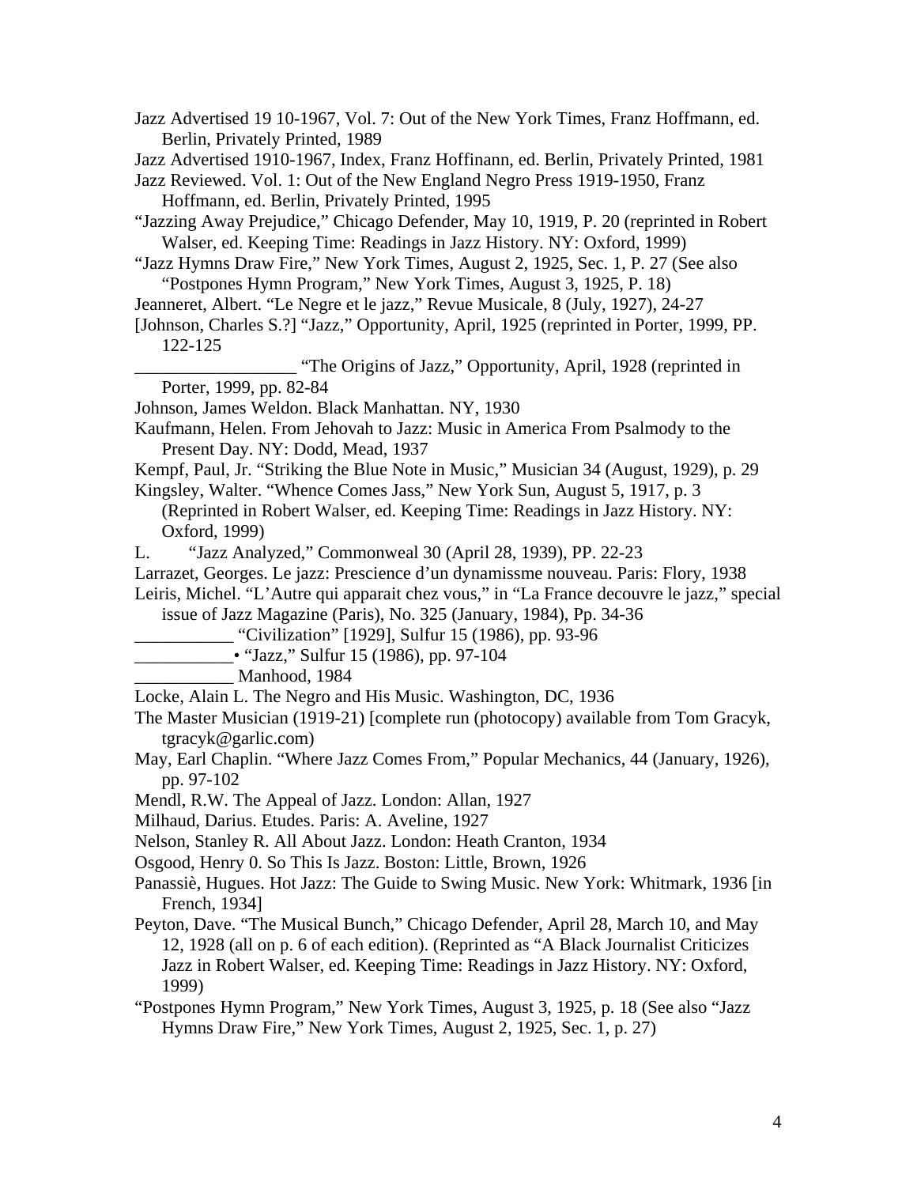Jazz Advertised 19 10-1967, Vol. 7: Out of the New York Times, Franz Hoffmann, ed. Berlin, Privately Printed, 1989

Jazz Advertised 1910-1967, Index, Franz Hoffinann, ed. Berlin, Privately Printed, 1981

Jazz Reviewed. Vol. 1: Out of the New England Negro Press 1919-1950, Franz Hoffmann, ed. Berlin, Privately Printed, 1995

"Jazzing Away Prejudice," Chicago Defender, May 10, 1919, P. 20 (reprinted in Robert Walser, ed. Keeping Time: Readings in Jazz History. NY: Oxford, 1999)

"Jazz Hymns Draw Fire," New York Times, August 2, 1925, Sec. 1, P. 27 (See also "Postpones Hymn Program," New York Times, August 3, 1925, P. 18)

Jeanneret, Albert. "Le Negre et le jazz," Revue Musicale, 8 (July, 1927), 24-27

[Johnson, Charles S.?] "Jazz," Opportunity, April, 1925 (reprinted in Porter, 1999, PP. 122-125

__________________ "The Origins of Jazz," Opportunity, April, 1928 (reprinted in Porter, 1999, pp. 82-84

Johnson, James Weldon. Black Manhattan. NY, 1930

Kaufmann, Helen. From Jehovah to Jazz: Music in America From Psalmody to the Present Day. NY: Dodd, Mead, 1937

Kempf, Paul, Jr. "Striking the Blue Note in Music," Musician 34 (August, 1929), p. 29

Kingsley, Walter. "Whence Comes Jass," New York Sun, August 5, 1917, p. 3 (Reprinted in Robert Walser, ed. Keeping Time: Readings in Jazz History. NY: Oxford, 1999)

L. "Jazz Analyzed," Commonweal 30 (April 28, 1939), PP. 22-23

Larrazet, Georges. Le jazz: Prescience d'un dynamissme nouveau. Paris: Flory, 1938

Leiris, Michel. "L'Autre qui apparait chez vous," in "La France decouvre le jazz," special issue of Jazz Magazine (Paris), No. 325 (January, 1984), Pp. 34-36

___________ "Civilization" [1929], Sulfur 15 (1986), pp. 93-96

___________• "Jazz," Sulfur 15 (1986), pp. 97-104

___________ Manhood, 1984

Locke, Alain L. The Negro and His Music. Washington, DC, 1936

The Master Musician (1919-21) [complete run (photocopy) available from Tom Gracyk, tgracyk@garlic.com)

May, Earl Chaplin. "Where Jazz Comes From," Popular Mechanics, 44 (January, 1926), pp. 97-102

Mendl, R.W. The Appeal of Jazz. London: Allan, 1927

Milhaud, Darius. Etudes. Paris: A. Aveline, 1927

Nelson, Stanley R. All About Jazz. London: Heath Cranton, 1934

Osgood, Henry 0. So This Is Jazz. Boston: Little, Brown, 1926

Panassiè, Hugues. Hot Jazz: The Guide to Swing Music. New York: Whitmark, 1936 [in French, 1934]

Peyton, Dave. "The Musical Bunch," Chicago Defender, April 28, March 10, and May 12, 1928 (all on p. 6 of each edition). (Reprinted as "A Black Journalist Criticizes Jazz in Robert Walser, ed. Keeping Time: Readings in Jazz History. NY: Oxford, 1999)

"Postpones Hymn Program," New York Times, August 3, 1925, p. 18 (See also "Jazz Hymns Draw Fire," New York Times, August 2, 1925, Sec. 1, p. 27)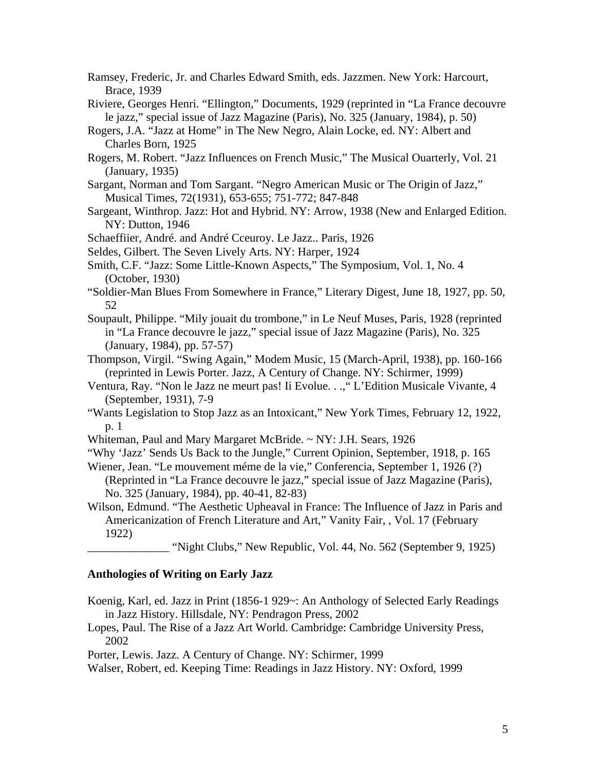Ramsey, Frederic, Jr. and Charles Edward Smith, eds. Jazzmen. New York: Harcourt, Brace, 1939

Riviere, Georges Henri. "Ellington," Documents, 1929 (reprinted in "La France decouvre le jazz," special issue of Jazz Magazine (Paris), No. 325 (January, 1984), p. 50)

Rogers, J.A. "Jazz at Home" in The New Negro, Alain Locke, ed. NY: Albert and Charles Born, 1925

Rogers, M. Robert. "Jazz Influences on French Music," The Musical Ouarterly, Vol. 21 (January, 1935)

Sargant, Norman and Tom Sargant. "Negro American Music or The Origin of Jazz," Musical Times, 72(1931), 653-655; 751-772; 847-848

Sargeant, Winthrop. Jazz: Hot and Hybrid. NY: Arrow, 1938 (New and Enlarged Edition. NY: Dutton, 1946

Schaeffiier, André. and André Cceuroy. Le Jazz.. Paris, 1926

Seldes, Gilbert. The Seven Lively Arts. NY: Harper, 1924

Smith, C.F. "Jazz: Some Little-Known Aspects," The Symposium, Vol. 1, No. 4 (October, 1930)

"Soldier-Man Blues From Somewhere in France," Literary Digest, June 18, 1927, pp. 50, 52

Soupault, Philippe. "Mily jouait du trombone," in Le Neuf Muses, Paris, 1928 (reprinted in "La France decouvre le jazz," special issue of Jazz Magazine (Paris), No. 325 (January, 1984), pp. 57-57)

Thompson, Virgil. "Swing Again," Modem Music, 15 (March-April, 1938), pp. 160-166 (reprinted in Lewis Porter. Jazz, A Century of Change. NY: Schirmer, 1999)

Ventura, Ray. "Non le Jazz ne meurt pas! Ii Evolue. . .," L'Edition Musicale Vivante, 4 (September, 1931), 7-9

"Wants Legislation to Stop Jazz as an Intoxicant," New York Times, February 12, 1922, p. 1

Whiteman, Paul and Mary Margaret McBride. ~ NY: J.H. Sears, 1926

"Why 'Jazz' Sends Us Back to the Jungle," Current Opinion, September, 1918, p. 165

Wiener, Jean. "Le mouvement méme de la vie," Conferencia, September 1, 1926 (?) (Reprinted in "La France decouvre le jazz," special issue of Jazz Magazine (Paris), No. 325 (January, 1984), pp. 40-41, 82-83)

Wilson, Edmund. "The Aesthetic Upheaval in France: The Influence of Jazz in Paris and Americanization of French Literature and Art," Vanity Fair, , Vol. 17 (February 1922)

______________ "Night Clubs," New Republic, Vol. 44, No. 562 (September 9, 1925)

**Anthologies of Writing on Early Jazz**

Koenig, Karl, ed. Jazz in Print (1856-1 929~: An Anthology of Selected Early Readings in Jazz History. Hillsdale, NY: Pendragon Press, 2002

Lopes, Paul. The Rise of a Jazz Art World. Cambridge: Cambridge University Press, 2002

Porter, Lewis. Jazz. A Century of Change. NY: Schirmer, 1999

Walser, Robert, ed. Keeping Time: Readings in Jazz History. NY: Oxford, 1999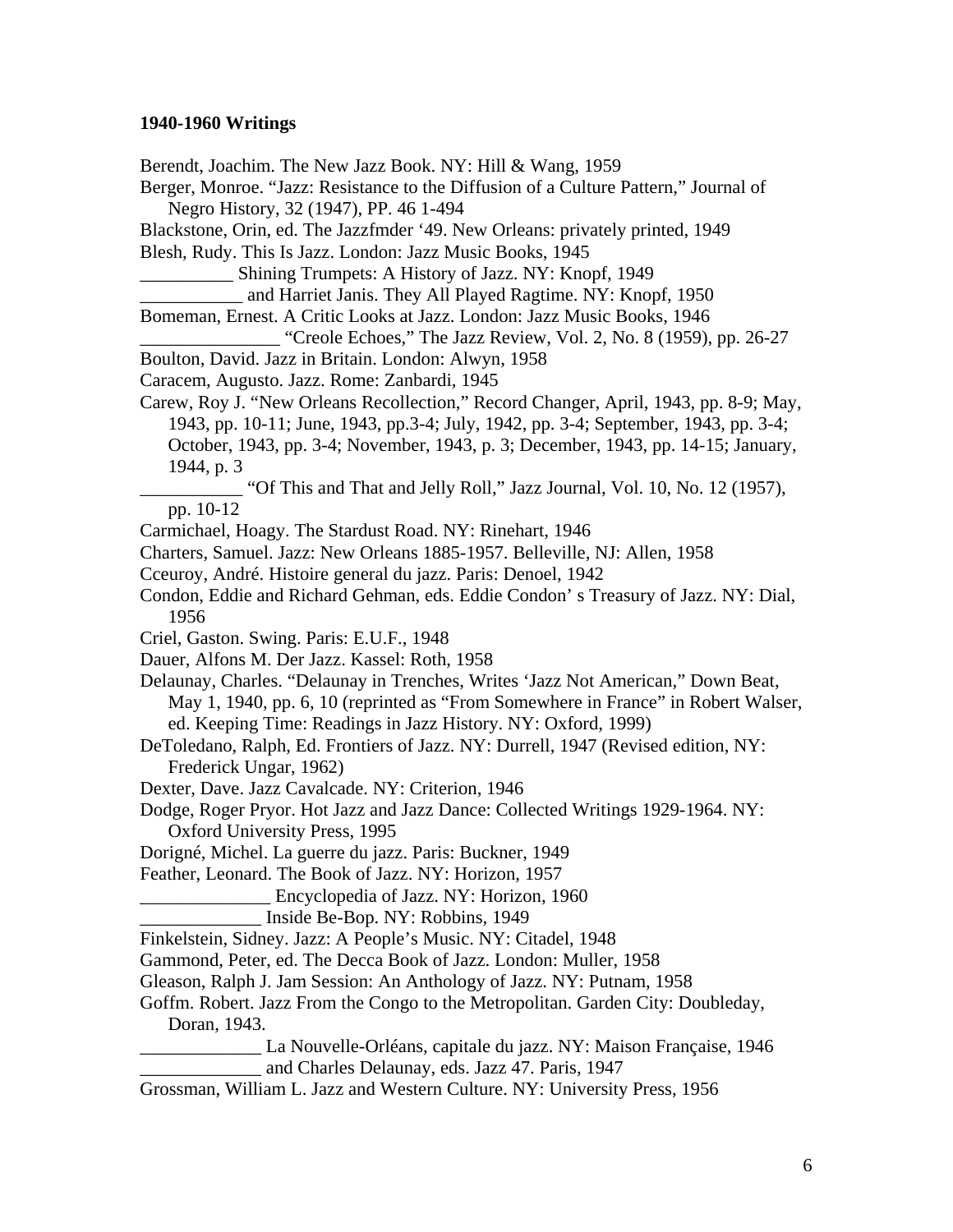**1940-1960 Writings**

Berendt, Joachim. The New Jazz Book. NY: Hill & Wang, 1959

Berger, Monroe. “Jazz: Resistance to the Diffusion of a Culture Pattern,” Journal of Negro History, 32 (1947), PP. 46 1-494

Blackstone, Orin, ed. The Jazzfmder ‘49. New Orleans: privately printed, 1949

Blesh, Rudy. This Is Jazz. London: Jazz Music Books, 1945

__________ Shining Trumpets: A History of Jazz. NY: Knopf, 1949

___________ and Harriet Janis. They All Played Ragtime. NY: Knopf, 1950

Bomeman, Ernest. A Critic Looks at Jazz. London: Jazz Music Books, 1946

_______________ “Creole Echoes,” The Jazz Review, Vol. 2, No. 8 (1959), pp. 26-27

Boulton, David. Jazz in Britain. London: Alwyn, 1958

Caracem, Augusto. Jazz. Rome: Zanbardi, 1945

Carew, Roy J. “New Orleans Recollection,” Record Changer, April, 1943, pp. 8-9; May, 1943, pp. 10-11; June, 1943, pp.3-4; July, 1942, pp. 3-4; September, 1943, pp. 3-4; October, 1943, pp. 3-4; November, 1943, p. 3; December, 1943, pp. 14-15; January, 1944, p. 3

___________ “Of This and That and Jelly Roll,” Jazz Journal, Vol. 10, No. 12 (1957), pp. 10-12

Carmichael, Hoagy. The Stardust Road. NY: Rinehart, 1946

Charters, Samuel. Jazz: New Orleans 1885-1957. Belleville, NJ: Allen, 1958

Cceuroy, André. Histoire general du jazz. Paris: Denoel, 1942

Condon, Eddie and Richard Gehman, eds. Eddie Condon’ s Treasury of Jazz. NY: Dial, 1956

Criel, Gaston. Swing. Paris: E.U.F., 1948

Dauer, Alfons M. Der Jazz. Kassel: Roth, 1958

Delaunay, Charles. “Delaunay in Trenches, Writes ‘Jazz Not American,” Down Beat, May 1, 1940, pp. 6, 10 (reprinted as “From Somewhere in France” in Robert Walser, ed. Keeping Time: Readings in Jazz History. NY: Oxford, 1999)

DeToledano, Ralph, Ed. Frontiers of Jazz. NY: Durrell, 1947 (Revised edition, NY: Frederick Ungar, 1962)

Dexter, Dave. Jazz Cavalcade. NY: Criterion, 1946

Dodge, Roger Pryor. Hot Jazz and Jazz Dance: Collected Writings 1929-1964. NY: Oxford University Press, 1995

Dorigné, Michel. La guerre du jazz. Paris: Buckner, 1949

Feather, Leonard. The Book of Jazz. NY: Horizon, 1957

______________ Encyclopedia of Jazz. NY: Horizon, 1960

_____________ Inside Be-Bop. NY: Robbins, 1949

Finkelstein, Sidney. Jazz: A People’s Music. NY: Citadel, 1948

Gammond, Peter, ed. The Decca Book of Jazz. London: Muller, 1958

Gleason, Ralph J. Jam Session: An Anthology of Jazz. NY: Putnam, 1958

Goffm. Robert. Jazz From the Congo to the Metropolitan. Garden City: Doubleday, Doran, 1943.

_____________ La Nouvelle-Orléans, capitale du jazz. NY: Maison Française, 1946

_____________ and Charles Delaunay, eds. Jazz 47. Paris, 1947

Grossman, William L. Jazz and Western Culture. NY: University Press, 1956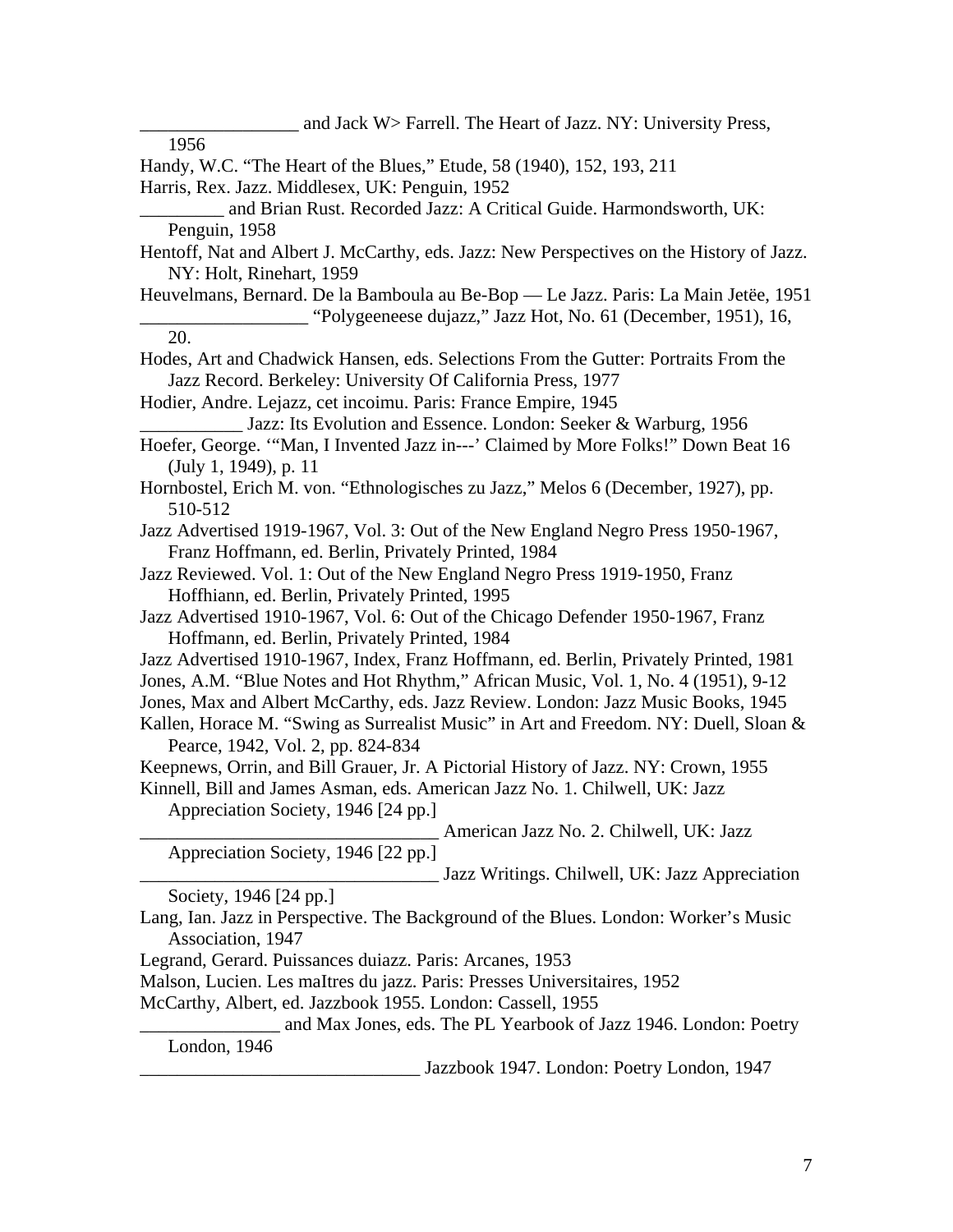_________________ and Jack W> Farrell. The Heart of Jazz. NY: University Press, 1956

Handy, W.C. "The Heart of the Blues," Etude, 58 (1940), 152, 193, 211

Harris, Rex. Jazz. Middlesex, UK: Penguin, 1952

_________ and Brian Rust. Recorded Jazz: A Critical Guide. Harmondsworth, UK: Penguin, 1958

Hentoff, Nat and Albert J. McCarthy, eds. Jazz: New Perspectives on the History of Jazz. NY: Holt, Rinehart, 1959

Heuvelmans, Bernard. De la Bamboula au Be-Bop — Le Jazz. Paris: La Main Jetëe, 1951

__________________ "Polygeeneese dujazz," Jazz Hot, No. 61 (December, 1951), 16, 20.

Hodes, Art and Chadwick Hansen, eds. Selections From the Gutter: Portraits From the Jazz Record. Berkeley: University Of California Press, 1977

Hodier, Andre. Lejazz, cet incoimu. Paris: France Empire, 1945

___________ Jazz: Its Evolution and Essence. London: Seeker & Warburg, 1956

Hoefer, George. '"Man, I Invented Jazz in---' Claimed by More Folks!" Down Beat 16 (July 1, 1949), p. 11

Hornbostel, Erich M. von. "Ethnologisches zu Jazz," Melos 6 (December, 1927), pp. 510-512

Jazz Advertised 1919-1967, Vol. 3: Out of the New England Negro Press 1950-1967, Franz Hoffmann, ed. Berlin, Privately Printed, 1984

Jazz Reviewed. Vol. 1: Out of the New England Negro Press 1919-1950, Franz Hoffhiann, ed. Berlin, Privately Printed, 1995

Jazz Advertised 1910-1967, Vol. 6: Out of the Chicago Defender 1950-1967, Franz Hoffmann, ed. Berlin, Privately Printed, 1984

Jazz Advertised 1910-1967, Index, Franz Hoffmann, ed. Berlin, Privately Printed, 1981

Jones, A.M. "Blue Notes and Hot Rhythm," African Music, Vol. 1, No. 4 (1951), 9-12

Jones, Max and Albert McCarthy, eds. Jazz Review. London: Jazz Music Books, 1945

Kallen, Horace M. "Swing as Surrealist Music" in Art and Freedom. NY: Duell, Sloan & Pearce, 1942, Vol. 2, pp. 824-834

Keepnews, Orrin, and Bill Grauer, Jr. A Pictorial History of Jazz. NY: Crown, 1955

Kinnell, Bill and James Asman, eds. American Jazz No. 1. Chilwell, UK: Jazz Appreciation Society, 1946 [24 pp.]

________________________________ American Jazz No. 2. Chilwell, UK: Jazz Appreciation Society, 1946 [22 pp.]

________________________________ Jazz Writings. Chilwell, UK: Jazz Appreciation Society, 1946 [24 pp.]

Lang, Ian. Jazz in Perspective. The Background of the Blues. London: Worker's Music Association, 1947

Legrand, Gerard. Puissances duiazz. Paris: Arcanes, 1953

Malson, Lucien. Les maItres du jazz. Paris: Presses Universitaires, 1952

McCarthy, Albert, ed. Jazzbook 1955. London: Cassell, 1955

_______________ and Max Jones, eds. The PL Yearbook of Jazz 1946. London: Poetry London, 1946

______________________________ Jazzbook 1947. London: Poetry London, 1947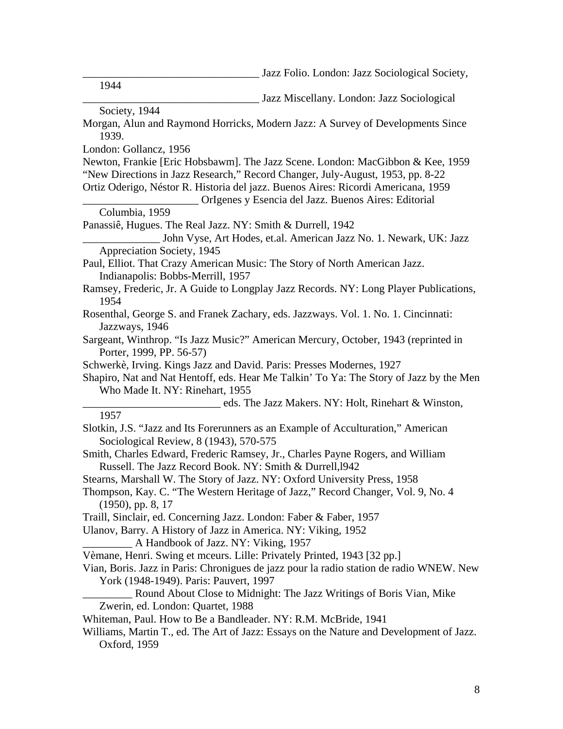________________________________ Jazz Folio. London: Jazz Sociological Society, 1944

________________________________ Jazz Miscellany. London: Jazz Sociological Society, 1944

Morgan, Alun and Raymond Horricks, Modern Jazz: A Survey of Developments Since 1939.

London: Gollancz, 1956

Newton, Frankie [Eric Hobsbawm]. The Jazz Scene. London: MacGibbon & Kee, 1959

“New Directions in Jazz Research,” Record Changer, July-August, 1953, pp. 8-22

Ortiz Oderigo, Néstor R. Historia del jazz. Buenos Aires: Ricordi Americana, 1959

_____________________ OrIgenes y Esencia del Jazz. Buenos Aires: Editorial Columbia, 1959

Panassiê, Hugues. The Real Jazz. NY: Smith & Durrell, 1942

______________ John Vyse, Art Hodes, et.al. American Jazz No. 1. Newark, UK: Jazz Appreciation Society, 1945

Paul, Elliot. That Crazy American Music: The Story of North American Jazz. Indianapolis: Bobbs-Merrill, 1957

Ramsey, Frederic, Jr. A Guide to Longplay Jazz Records. NY: Long Player Publications, 1954

Rosenthal, George S. and Franek Zachary, eds. Jazzways. Vol. 1. No. 1. Cincinnati: Jazzways, 1946

Sargeant, Winthrop. “Is Jazz Music?” American Mercury, October, 1943 (reprinted in Porter, 1999, PP. 56-57)

Schwerkè, Irving. Kings Jazz and David. Paris: Presses Modernes, 1927

Shapiro, Nat and Nat Hentoff, eds. Hear Me Talkin’ To Ya: The Story of Jazz by the Men Who Made It. NY: Rinehart, 1955

_________________________ eds. The Jazz Makers. NY: Holt, Rinehart & Winston, 1957

Slotkin, J.S. “Jazz and Its Forerunners as an Example of Acculturation,” American Sociological Review, 8 (1943), 570-575

Smith, Charles Edward, Frederic Ramsey, Jr., Charles Payne Rogers, and William Russell. The Jazz Record Book. NY: Smith & Durrell,l942

Stearns, Marshall W. The Story of Jazz. NY: Oxford University Press, 1958

Thompson, Kay. C. “The Western Heritage of Jazz,” Record Changer, Vol. 9, No. 4 (1950), pp. 8, 17

Traill, Sinclair, ed. Concerning Jazz. London: Faber & Faber, 1957

Ulanov, Barry. A History of Jazz in America. NY: Viking, 1952

_________ A Handbook of Jazz. NY: Viking, 1957

Vèmane, Henri. Swing et mceurs. Lille: Privately Printed, 1943 [32 pp.]

Vian, Boris. Jazz in Paris: Chronigues de jazz pour la radio station de radio WNEW. New York (1948-1949). Paris: Pauvert, 1997

_________ Round About Close to Midnight: The Jazz Writings of Boris Vian, Mike Zwerin, ed. London: Quartet, 1988

Whiteman, Paul. How to Be a Bandleader. NY: R.M. McBride, 1941

Williams, Martin T., ed. The Art of Jazz: Essays on the Nature and Development of Jazz. Oxford, 1959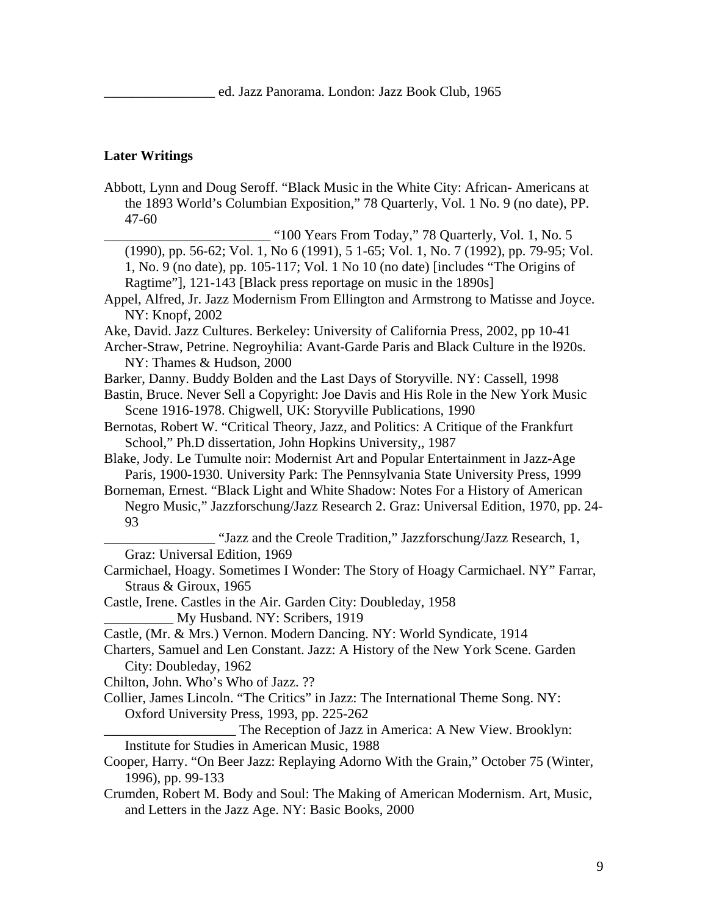________________ ed. Jazz Panorama. London: Jazz Book Club, 1965

**Later Writings**

Abbott, Lynn and Doug Seroff. "Black Music in the White City: African- Americans at the 1893 World's Columbian Exposition," 78 Quarterly, Vol. 1 No. 9 (no date), PP. 47-60

________________________ "100 Years From Today," 78 Quarterly, Vol. 1, No. 5 (1990), pp. 56-62; Vol. 1, No 6 (1991), 5 1-65; Vol. 1, No. 7 (1992), pp. 79-95; Vol. 1, No. 9 (no date), pp. 105-117; Vol. 1 No 10 (no date) [includes "The Origins of Ragtime"], 121-143 [Black press reportage on music in the 1890s]

Appel, Alfred, Jr. Jazz Modernism From Ellington and Armstrong to Matisse and Joyce. NY: Knopf, 2002

Ake, David. Jazz Cultures. Berkeley: University of California Press, 2002, pp 10-41

Archer-Straw, Petrine. Negroyhilia: Avant-Garde Paris and Black Culture in the l920s. NY: Thames & Hudson, 2000

Barker, Danny. Buddy Bolden and the Last Days of Storyville. NY: Cassell, 1998

Bastin, Bruce. Never Sell a Copyright: Joe Davis and His Role in the New York Music Scene 1916-1978. Chigwell, UK: Storyville Publications, 1990

Bernotas, Robert W. "Critical Theory, Jazz, and Politics: A Critique of the Frankfurt School," Ph.D dissertation, John Hopkins University,, 1987

Blake, Jody. Le Tumulte noir: Modernist Art and Popular Entertainment in Jazz-Age Paris, 1900-1930. University Park: The Pennsylvania State University Press, 1999

Borneman, Ernest. "Black Light and White Shadow: Notes For a History of American Negro Music," Jazzforschung/Jazz Research 2. Graz: Universal Edition, 1970, pp. 24-93

________________ "Jazz and the Creole Tradition," Jazzforschung/Jazz Research, 1, Graz: Universal Edition, 1969

Carmichael, Hoagy. Sometimes I Wonder: The Story of Hoagy Carmichael. NY" Farrar, Straus & Giroux, 1965

Castle, Irene. Castles in the Air. Garden City: Doubleday, 1958

__________ My Husband. NY: Scribers, 1919

Castle, (Mr. & Mrs.) Vernon. Modern Dancing. NY: World Syndicate, 1914

Charters, Samuel and Len Constant. Jazz: A History of the New York Scene. Garden City: Doubleday, 1962

Chilton, John. Who's Who of Jazz. ??

Collier, James Lincoln. "The Critics" in Jazz: The International Theme Song. NY: Oxford University Press, 1993, pp. 225-262

___________________ The Reception of Jazz in America: A New View. Brooklyn: Institute for Studies in American Music, 1988

Cooper, Harry. "On Beer Jazz: Replaying Adorno With the Grain," October 75 (Winter, 1996), pp. 99-133

Crumden, Robert M. Body and Soul: The Making of American Modernism. Art, Music, and Letters in the Jazz Age. NY: Basic Books, 2000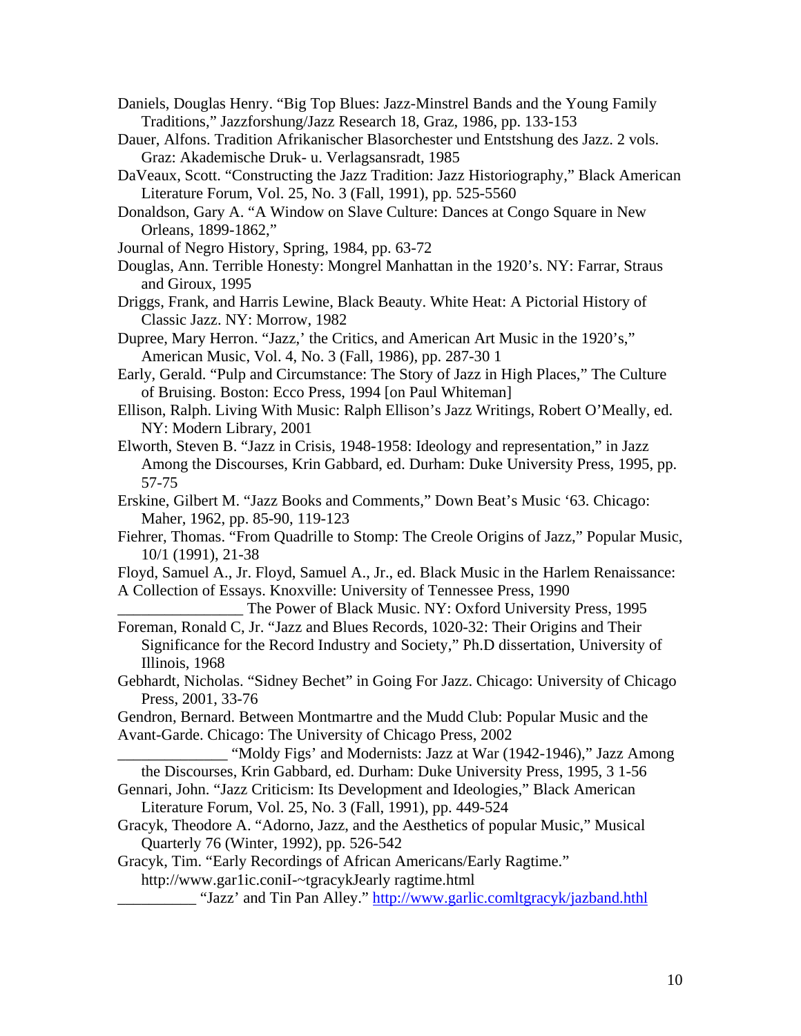Daniels, Douglas Henry. “Big Top Blues: Jazz-Minstrel Bands and the Young Family Traditions,” Jazzforshung/Jazz Research 18, Graz, 1986, pp. 133-153

Dauer, Alfons. Tradition Afrikanischer Blasorchester und Entstshung des Jazz. 2 vols. Graz: Akademische Druk- u. Verlagsansradt, 1985

DaVeaux, Scott. “Constructing the Jazz Tradition: Jazz Historiography,” Black American Literature Forum, Vol. 25, No. 3 (Fall, 1991), pp. 525-5560

Donaldson, Gary A. “A Window on Slave Culture: Dances at Congo Square in New Orleans, 1899-1862,”

Journal of Negro History, Spring, 1984, pp. 63-72

Douglas, Ann. Terrible Honesty: Mongrel Manhattan in the 1920’s. NY: Farrar, Straus and Giroux, 1995

Driggs, Frank, and Harris Lewine, Black Beauty. White Heat: A Pictorial History of Classic Jazz. NY: Morrow, 1982

Dupree, Mary Herron. “Jazz,’ the Critics, and American Art Music in the 1920’s,” American Music, Vol. 4, No. 3 (Fall, 1986), pp. 287-30 1

Early, Gerald. “Pulp and Circumstance: The Story of Jazz in High Places,” The Culture of Bruising. Boston: Ecco Press, 1994 [on Paul Whiteman]

Ellison, Ralph. Living With Music: Ralph Ellison’s Jazz Writings, Robert O’Meally, ed. NY: Modern Library, 2001

Elworth, Steven B. “Jazz in Crisis, 1948-1958: Ideology and representation,” in Jazz Among the Discourses, Krin Gabbard, ed. Durham: Duke University Press, 1995, pp. 57-75

Erskine, Gilbert M. “Jazz Books and Comments,” Down Beat’s Music ‘63. Chicago: Maher, 1962, pp. 85-90, 119-123

Fiehrer, Thomas. “From Quadrille to Stomp: The Creole Origins of Jazz,” Popular Music, 10/1 (1991), 21-38

Floyd, Samuel A., Jr. Floyd, Samuel A., Jr., ed. Black Music in the Harlem Renaissance: A Collection of Essays. Knoxville: University of Tennessee Press, 1990

________________ The Power of Black Music. NY: Oxford University Press, 1995

Foreman, Ronald C, Jr. “Jazz and Blues Records, 1020-32: Their Origins and Their Significance for the Record Industry and Society,” Ph.D dissertation, University of Illinois, 1968

Gebhardt, Nicholas. “Sidney Bechet” in Going For Jazz. Chicago: University of Chicago Press, 2001, 33-76

Gendron, Bernard. Between Montmartre and the Mudd Club: Popular Music and the Avant-Garde. Chicago: The University of Chicago Press, 2002

______________ “Moldy Figs’ and Modernists: Jazz at War (1942-1946),” Jazz Among the Discourses, Krin Gabbard, ed. Durham: Duke University Press, 1995, 3 1-56

Gennari, John. “Jazz Criticism: Its Development and Ideologies,” Black American Literature Forum, Vol. 25, No. 3 (Fall, 1991), pp. 449-524

Gracyk, Theodore A. “Adorno, Jazz, and the Aesthetics of popular Music,” Musical Quarterly 76 (Winter, 1992), pp. 526-542

Gracyk, Tim. “Early Recordings of African Americans/Early Ragtime.” http://www.gar1ic.coniI-~tgracykJearly ragtime.html

__________ “Jazz’ and Tin Pan Alley.” http://www.garlic.comltgracyk/jazband.hthl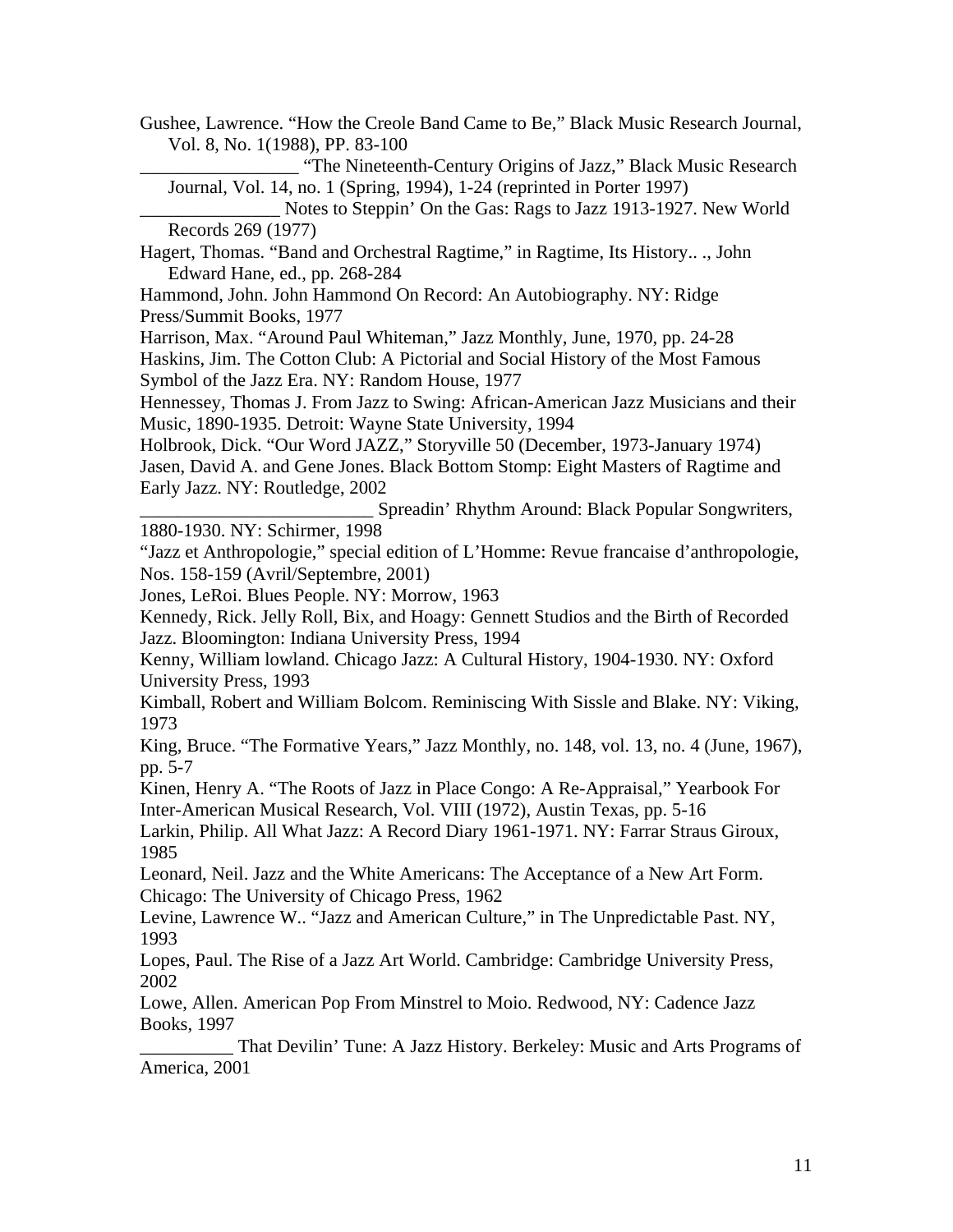Gushee, Lawrence. "How the Creole Band Came to Be," Black Music Research Journal, Vol. 8, No. 1(1988), PP. 83-100

_________________ "The Nineteenth-Century Origins of Jazz," Black Music Research Journal, Vol. 14, no. 1 (Spring, 1994), 1-24 (reprinted in Porter 1997)

_______________ Notes to Steppin' On the Gas: Rags to Jazz 1913-1927. New World Records 269 (1977)

Hagert, Thomas. "Band and Orchestral Ragtime," in Ragtime, Its History.. ., John Edward Hane, ed., pp. 268-284

Hammond, John. John Hammond On Record: An Autobiography. NY: Ridge Press/Summit Books, 1977

Harrison, Max. "Around Paul Whiteman," Jazz Monthly, June, 1970, pp. 24-28

Haskins, Jim. The Cotton Club: A Pictorial and Social History of the Most Famous Symbol of the Jazz Era. NY: Random House, 1977

Hennessey, Thomas J. From Jazz to Swing: African-American Jazz Musicians and their Music, 1890-1935. Detroit: Wayne State University, 1994

Holbrook, Dick. "Our Word JAZZ," Storyville 50 (December, 1973-January 1974)

Jasen, David A. and Gene Jones. Black Bottom Stomp: Eight Masters of Ragtime and Early Jazz. NY: Routledge, 2002

_________________________ Spreadin' Rhythm Around: Black Popular Songwriters, 1880-1930. NY: Schirmer, 1998

"Jazz et Anthropologie," special edition of L'Homme: Revue francaise d'anthropologie, Nos. 158-159 (Avril/Septembre, 2001)

Jones, LeRoi. Blues People. NY: Morrow, 1963

Kennedy, Rick. Jelly Roll, Bix, and Hoagy: Gennett Studios and the Birth of Recorded Jazz. Bloomington: Indiana University Press, 1994

Kenny, William lowland. Chicago Jazz: A Cultural History, 1904-1930. NY: Oxford University Press, 1993

Kimball, Robert and William Bolcom. Reminiscing With Sissle and Blake. NY: Viking, 1973

King, Bruce. "The Formative Years," Jazz Monthly, no. 148, vol. 13, no. 4 (June, 1967), pp. 5-7

Kinen, Henry A. "The Roots of Jazz in Place Congo: A Re-Appraisal," Yearbook For Inter-American Musical Research, Vol. VIII (1972), Austin Texas, pp. 5-16

Larkin, Philip. All What Jazz: A Record Diary 1961-1971. NY: Farrar Straus Giroux, 1985

Leonard, Neil. Jazz and the White Americans: The Acceptance of a New Art Form. Chicago: The University of Chicago Press, 1962

Levine, Lawrence W.. "Jazz and American Culture," in The Unpredictable Past. NY, 1993

Lopes, Paul. The Rise of a Jazz Art World. Cambridge: Cambridge University Press, 2002

Lowe, Allen. American Pop From Minstrel to Moio. Redwood, NY: Cadence Jazz Books, 1997

__________ That Devilin' Tune: A Jazz History. Berkeley: Music and Arts Programs of America, 2001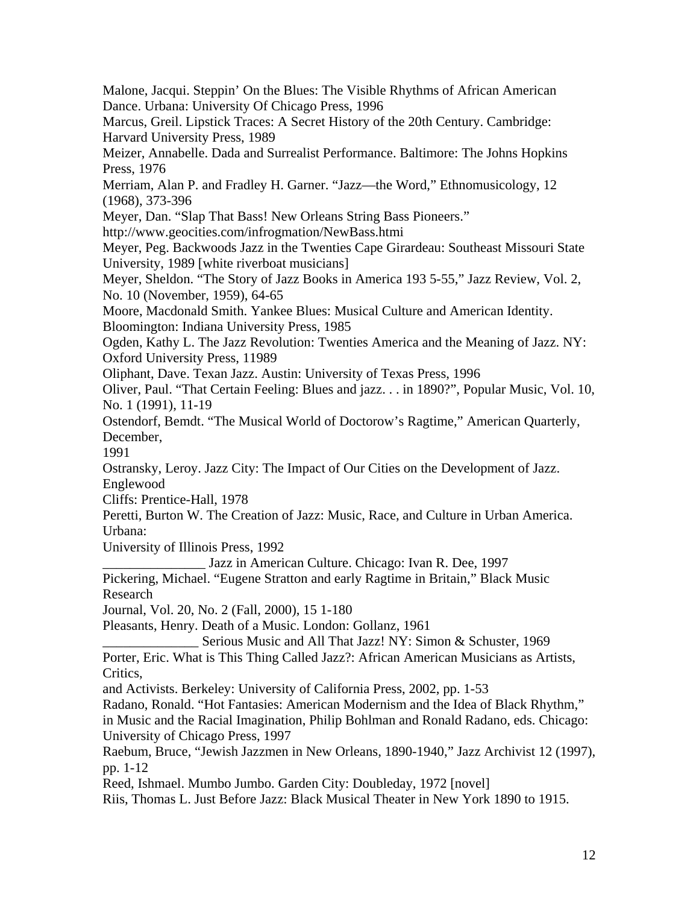Malone, Jacqui. Steppin' On the Blues: The Visible Rhythms of African American Dance. Urbana: University Of Chicago Press, 1996

Marcus, Greil. Lipstick Traces: A Secret History of the 20th Century. Cambridge: Harvard University Press, 1989

Meizer, Annabelle. Dada and Surrealist Performance. Baltimore: The Johns Hopkins Press, 1976

Merriam, Alan P. and Fradley H. Garner. "Jazz—the Word," Ethnomusicology, 12 (1968), 373-396

Meyer, Dan. "Slap That Bass! New Orleans String Bass Pioneers." http://www.geocities.com/infrogmation/NewBass.htmi

Meyer, Peg. Backwoods Jazz in the Twenties Cape Girardeau: Southeast Missouri State University, 1989 [white riverboat musicians]

Meyer, Sheldon. "The Story of Jazz Books in America 193 5-55," Jazz Review, Vol. 2, No. 10 (November, 1959), 64-65

Moore, Macdonald Smith. Yankee Blues: Musical Culture and American Identity. Bloomington: Indiana University Press, 1985

Ogden, Kathy L. The Jazz Revolution: Twenties America and the Meaning of Jazz. NY: Oxford University Press, 11989

Oliphant, Dave. Texan Jazz. Austin: University of Texas Press, 1996

Oliver, Paul. "That Certain Feeling: Blues and jazz. . . in 1890?", Popular Music, Vol. 10, No. 1 (1991), 11-19

Ostendorf, Bemdt. "The Musical World of Doctorow's Ragtime," American Quarterly, December,
1991

Ostransky, Leroy. Jazz City: The Impact of Our Cities on the Development of Jazz. Englewood
Cliffs: Prentice-Hall, 1978

Peretti, Burton W. The Creation of Jazz: Music, Race, and Culture in Urban America. Urbana:
University of Illinois Press, 1992

_______________ Jazz in American Culture. Chicago: Ivan R. Dee, 1997

Pickering, Michael. "Eugene Stratton and early Ragtime in Britain," Black Music Research
Journal, Vol. 20, No. 2 (Fall, 2000), 15 1-180

Pleasants, Henry. Death of a Music. London: Gollanz, 1961

______________ Serious Music and All That Jazz! NY: Simon & Schuster, 1969

Porter, Eric. What is This Thing Called Jazz?: African American Musicians as Artists, Critics,
and Activists. Berkeley: University of California Press, 2002, pp. 1-53

Radano, Ronald. "Hot Fantasies: American Modernism and the Idea of Black Rhythm," in Music and the Racial Imagination, Philip Bohlman and Ronald Radano, eds. Chicago: University of Chicago Press, 1997

Raebum, Bruce, "Jewish Jazzmen in New Orleans, 1890-1940," Jazz Archivist 12 (1997), pp. 1-12

Reed, Ishmael. Mumbo Jumbo. Garden City: Doubleday, 1972 [novel]

Riis, Thomas L. Just Before Jazz: Black Musical Theater in New York 1890 to 1915.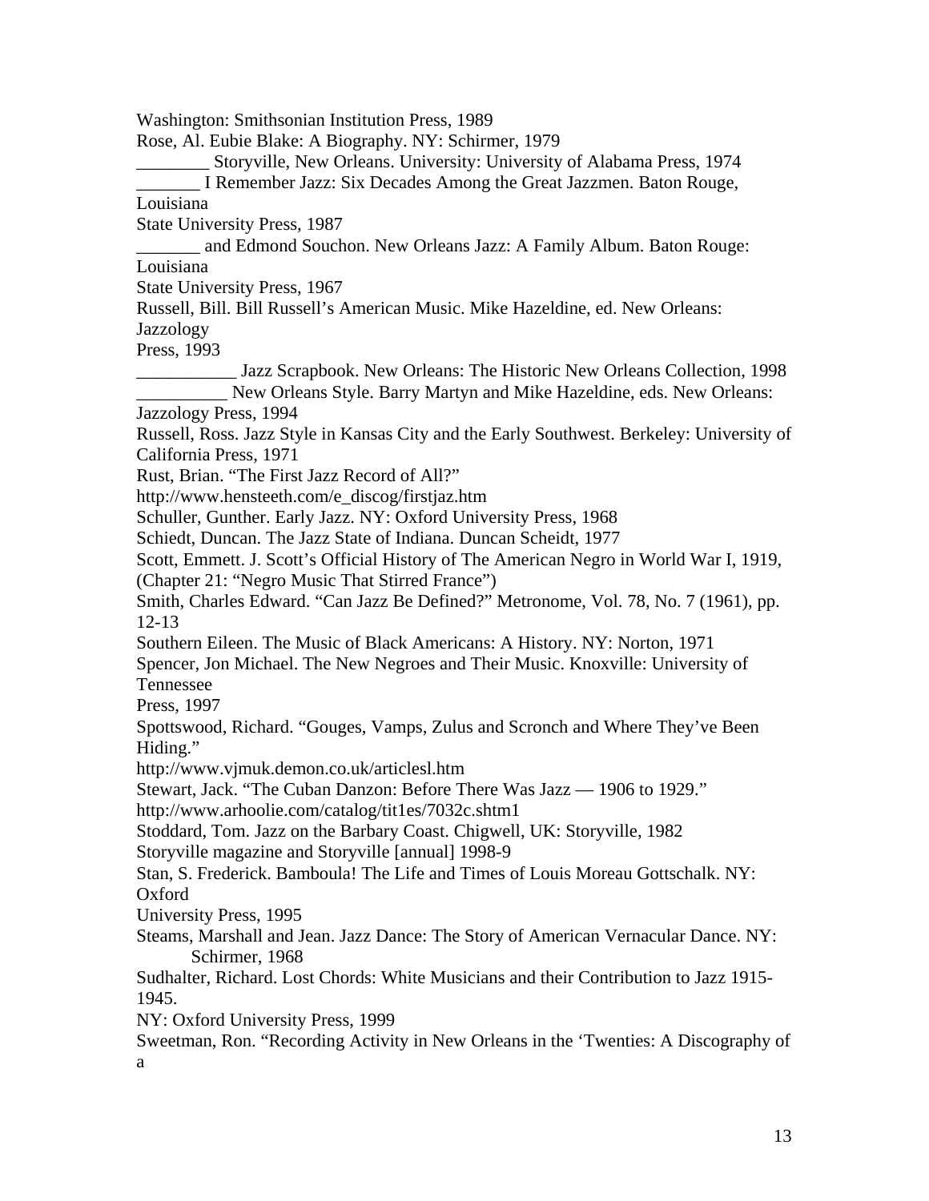Washington: Smithsonian Institution Press, 1989

Rose, Al. Eubie Blake: A Biography. NY: Schirmer, 1979

________ Storyville, New Orleans. University: University of Alabama Press, 1974

_______ I Remember Jazz: Six Decades Among the Great Jazzmen. Baton Rouge, Louisiana State University Press, 1987

_______ and Edmond Souchon. New Orleans Jazz: A Family Album. Baton Rouge: Louisiana State University Press, 1967

Russell, Bill. Bill Russell's American Music. Mike Hazeldine, ed. New Orleans: Jazzology Press, 1993

___________ Jazz Scrapbook. New Orleans: The Historic New Orleans Collection, 1998

__________ New Orleans Style. Barry Martyn and Mike Hazeldine, eds. New Orleans: Jazzology Press, 1994

Russell, Ross. Jazz Style in Kansas City and the Early Southwest. Berkeley: University of California Press, 1971

Rust, Brian. "The First Jazz Record of All?" http://www.hensteeth.com/e_discog/firstjaz.htm

Schuller, Gunther. Early Jazz. NY: Oxford University Press, 1968

Schiedt, Duncan. The Jazz State of Indiana. Duncan Scheidt, 1977

Scott, Emmett. J. Scott's Official History of The American Negro in World War I, 1919, (Chapter 21: "Negro Music That Stirred France")

Smith, Charles Edward. "Can Jazz Be Defined?" Metronome, Vol. 78, No. 7 (1961), pp. 12-13

Southern Eileen. The Music of Black Americans: A History. NY: Norton, 1971

Spencer, Jon Michael. The New Negroes and Their Music. Knoxville: University of Tennessee Press, 1997

Spottswood, Richard. "Gouges, Vamps, Zulus and Scronch and Where They've Been Hiding." http://www.vjmuk.demon.co.uk/articlesl.htm

Stewart, Jack. "The Cuban Danzon: Before There Was Jazz — 1906 to 1929." http://www.arhoolie.com/catalog/tit1es/7032c.shtm1

Stoddard, Tom. Jazz on the Barbary Coast. Chigwell, UK: Storyville, 1982

Storyville magazine and Storyville [annual] 1998-9

Stan, S. Frederick. Bamboula! The Life and Times of Louis Moreau Gottschalk. NY: Oxford University Press, 1995

Steams, Marshall and Jean. Jazz Dance: The Story of American Vernacular Dance. NY: Schirmer, 1968

Sudhalter, Richard. Lost Chords: White Musicians and their Contribution to Jazz 1915-1945. NY: Oxford University Press, 1999

Sweetman, Ron. "Recording Activity in New Orleans in the 'Twenties: A Discography of a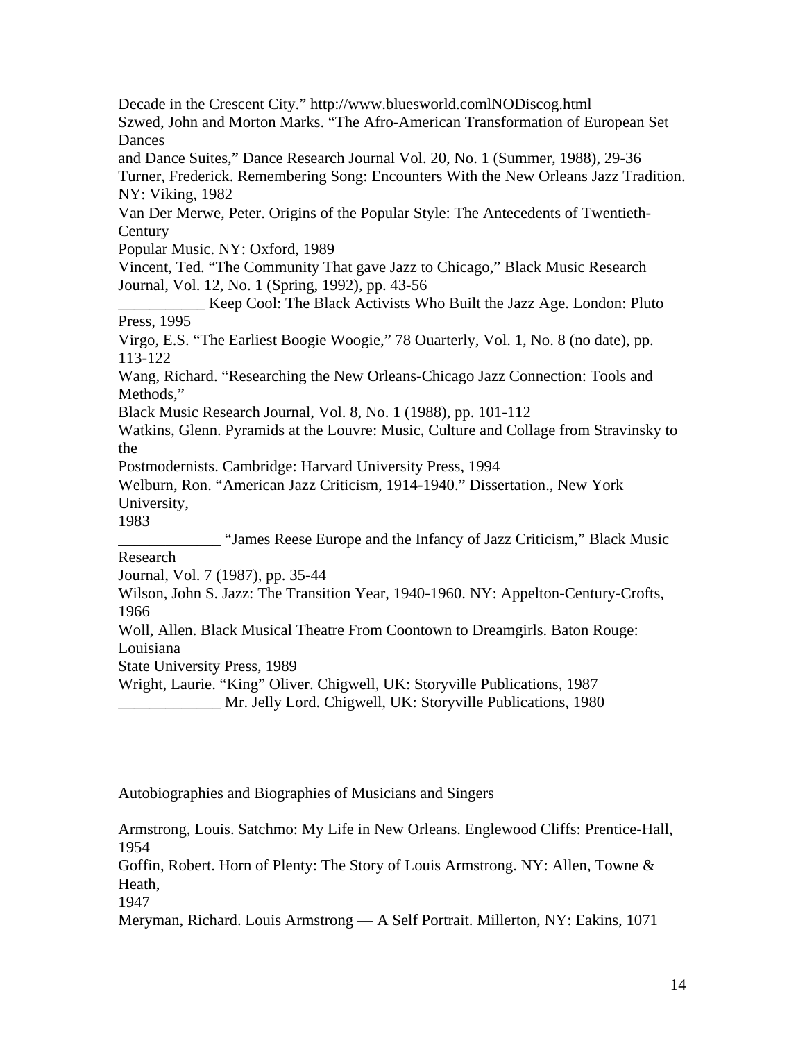Decade in the Crescent City." http://www.bluesworld.comlNODiscog.html

Szwed, John and Morton Marks. "The Afro-American Transformation of European Set Dances and Dance Suites," Dance Research Journal Vol. 20, No. 1 (Summer, 1988), 29-36

Turner, Frederick. Remembering Song: Encounters With the New Orleans Jazz Tradition. NY: Viking, 1982

Van Der Merwe, Peter. Origins of the Popular Style: The Antecedents of Twentieth-Century Popular Music. NY: Oxford, 1989

Vincent, Ted. "The Community That gave Jazz to Chicago," Black Music Research Journal, Vol. 12, No. 1 (Spring, 1992), pp. 43-56

___________ Keep Cool: The Black Activists Who Built the Jazz Age. London: Pluto Press, 1995

Virgo, E.S. "The Earliest Boogie Woogie," 78 Ouarterly, Vol. 1, No. 8 (no date), pp. 113-122

Wang, Richard. "Researching the New Orleans-Chicago Jazz Connection: Tools and Methods," Black Music Research Journal, Vol. 8, No. 1 (1988), pp. 101-112

Watkins, Glenn. Pyramids at the Louvre: Music, Culture and Collage from Stravinsky to the Postmodernists. Cambridge: Harvard University Press, 1994

Welburn, Ron. "American Jazz Criticism, 1914-1940." Dissertation., New York University, 1983

_____________ "James Reese Europe and the Infancy of Jazz Criticism," Black Music Research Journal, Vol. 7 (1987), pp. 35-44

Wilson, John S. Jazz: The Transition Year, 1940-1960. NY: Appelton-Century-Crofts, 1966

Woll, Allen. Black Musical Theatre From Coontown to Dreamgirls. Baton Rouge: Louisiana State University Press, 1989

Wright, Laurie. "King" Oliver. Chigwell, UK: Storyville Publications, 1987

_____________ Mr. Jelly Lord. Chigwell, UK: Storyville Publications, 1980

## Autobiographies and Biographies of Musicians and Singers

Armstrong, Louis. Satchmo: My Life in New Orleans. Englewood Cliffs: Prentice-Hall, 1954

Goffin, Robert. Horn of Plenty: The Story of Louis Armstrong. NY: Allen, Towne & Heath, 1947

Meryman, Richard. Louis Armstrong — A Self Portrait. Millerton, NY: Eakins, 1071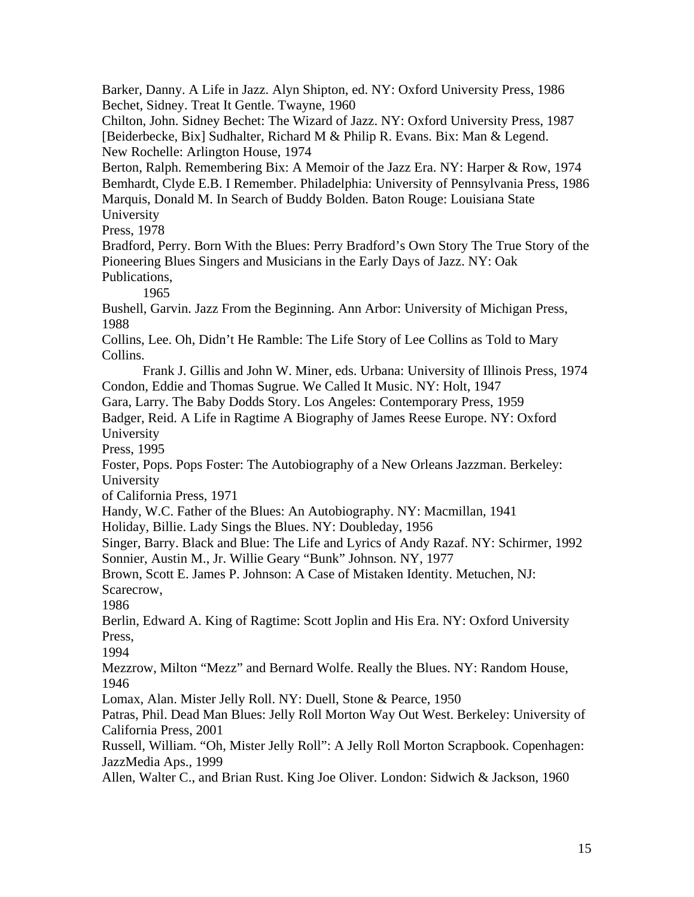Barker, Danny. A Life in Jazz. Alyn Shipton, ed. NY: Oxford University Press, 1986
Bechet, Sidney. Treat It Gentle. Twayne, 1960
Chilton, John. Sidney Bechet: The Wizard of Jazz. NY: Oxford University Press, 1987
[Beiderbecke, Bix] Sudhalter, Richard M & Philip R. Evans. Bix: Man & Legend. New Rochelle: Arlington House, 1974
Berton, Ralph. Remembering Bix: A Memoir of the Jazz Era. NY: Harper & Row, 1974
Bemhardt, Clyde E.B. I Remember. Philadelphia: University of Pennsylvania Press, 1986
Marquis, Donald M. In Search of Buddy Bolden. Baton Rouge: Louisiana State University Press, 1978
Bradford, Perry. Born With the Blues: Perry Bradford's Own Story The True Story of the Pioneering Blues Singers and Musicians in the Early Days of Jazz. NY: Oak Publications, 1965
Bushell, Garvin. Jazz From the Beginning. Ann Arbor: University of Michigan Press, 1988
Collins, Lee. Oh, Didn't He Ramble: The Life Story of Lee Collins as Told to Mary Collins. Frank J. Gillis and John W. Miner, eds. Urbana: University of Illinois Press, 1974
Condon, Eddie and Thomas Sugrue. We Called It Music. NY: Holt, 1947
Gara, Larry. The Baby Dodds Story. Los Angeles: Contemporary Press, 1959
Badger, Reid. A Life in Ragtime A Biography of James Reese Europe. NY: Oxford University Press, 1995
Foster, Pops. Pops Foster: The Autobiography of a New Orleans Jazzman. Berkeley: University of California Press, 1971
Handy, W.C. Father of the Blues: An Autobiography. NY: Macmillan, 1941
Holiday, Billie. Lady Sings the Blues. NY: Doubleday, 1956
Singer, Barry. Black and Blue: The Life and Lyrics of Andy Razaf. NY: Schirmer, 1992
Sonnier, Austin M., Jr. Willie Geary "Bunk" Johnson. NY, 1977
Brown, Scott E. James P. Johnson: A Case of Mistaken Identity. Metuchen, NJ: Scarecrow, 1986
Berlin, Edward A. King of Ragtime: Scott Joplin and His Era. NY: Oxford University Press, 1994
Mezzrow, Milton "Mezz" and Bernard Wolfe. Really the Blues. NY: Random House, 1946
Lomax, Alan. Mister Jelly Roll. NY: Duell, Stone & Pearce, 1950
Patras, Phil. Dead Man Blues: Jelly Roll Morton Way Out West. Berkeley: University of California Press, 2001
Russell, William. "Oh, Mister Jelly Roll": A Jelly Roll Morton Scrapbook. Copenhagen: JazzMedia Aps., 1999
Allen, Walter C., and Brian Rust. King Joe Oliver. London: Sidwich & Jackson, 1960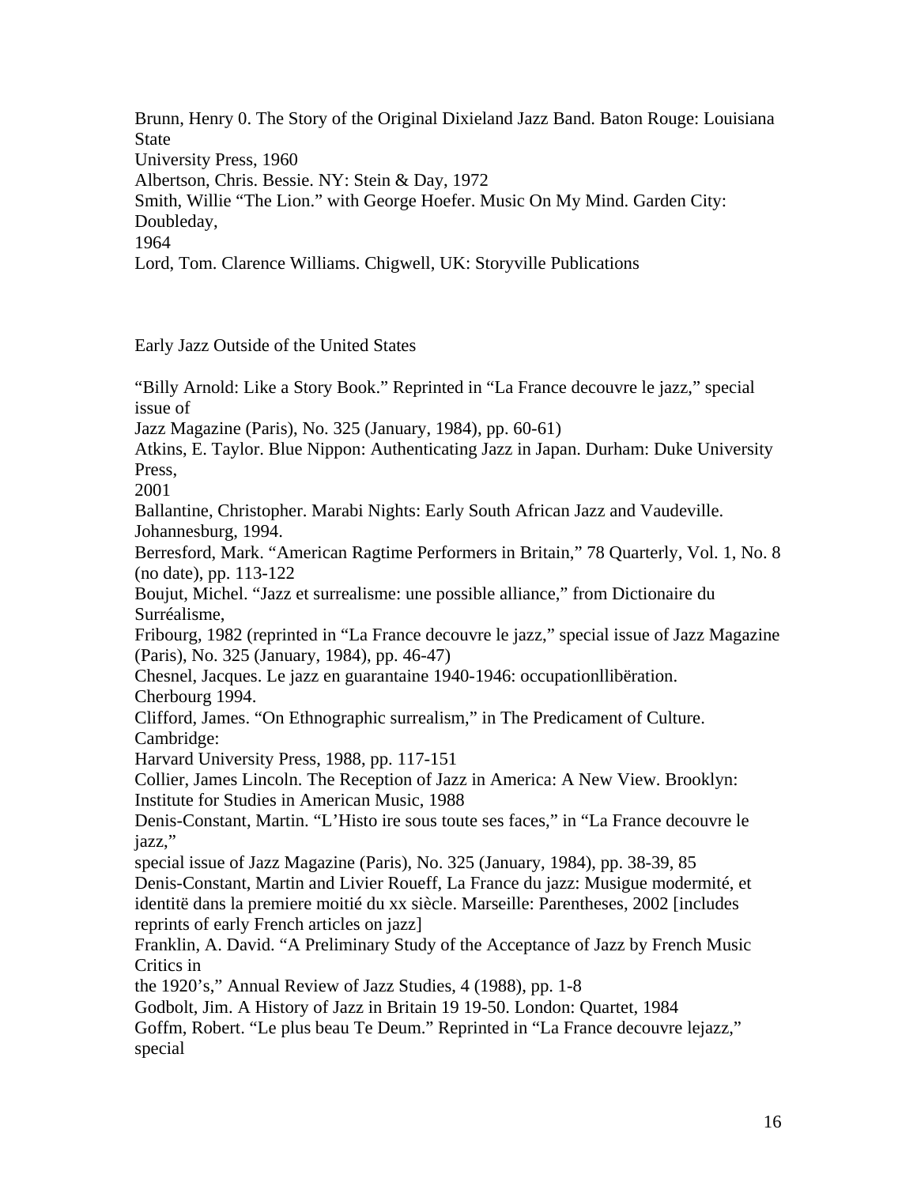Brunn, Henry 0. The Story of the Original Dixieland Jazz Band. Baton Rouge: Louisiana State University Press, 1960

Albertson, Chris. Bessie. NY: Stein & Day, 1972

Smith, Willie "The Lion." with George Hoefer. Music On My Mind. Garden City: Doubleday, 1964

Lord, Tom. Clarence Williams. Chigwell, UK: Storyville Publications

## Early Jazz Outside of the United States

"Billy Arnold: Like a Story Book." Reprinted in "La France decouvre le jazz," special issue of Jazz Magazine (Paris), No. 325 (January, 1984), pp. 60-61)

Atkins, E. Taylor. Blue Nippon: Authenticating Jazz in Japan. Durham: Duke University Press, 2001

Ballantine, Christopher. Marabi Nights: Early South African Jazz and Vaudeville. Johannesburg, 1994.

Berresford, Mark. "American Ragtime Performers in Britain," 78 Quarterly, Vol. 1, No. 8 (no date), pp. 113-122

Boujut, Michel. "Jazz et surrealisme: une possible alliance," from Dictionaire du Surréalisme, Fribourg, 1982 (reprinted in "La France decouvre le jazz," special issue of Jazz Magazine (Paris), No. 325 (January, 1984), pp. 46-47)

Chesnel, Jacques. Le jazz en guarantaine 1940-1946: occupationllibëration. Cherbourg 1994.

Clifford, James. "On Ethnographic surrealism," in The Predicament of Culture. Cambridge: Harvard University Press, 1988, pp. 117-151

Collier, James Lincoln. The Reception of Jazz in America: A New View. Brooklyn: Institute for Studies in American Music, 1988

Denis-Constant, Martin. "L'Histo ire sous toute ses faces," in "La France decouvre le jazz," special issue of Jazz Magazine (Paris), No. 325 (January, 1984), pp. 38-39, 85

Denis-Constant, Martin and Livier Roueff, La France du jazz: Musigue modermité, et identitë dans la premiere moitié du xx siècle. Marseille: Parentheses, 2002 [includes reprints of early French articles on jazz]

Franklin, A. David. "A Preliminary Study of the Acceptance of Jazz by French Music Critics in the 1920's," Annual Review of Jazz Studies, 4 (1988), pp. 1-8

Godbolt, Jim. A History of Jazz in Britain 19 19-50. London: Quartet, 1984

Goffm, Robert. "Le plus beau Te Deum." Reprinted in "La France decouvre lejazz," special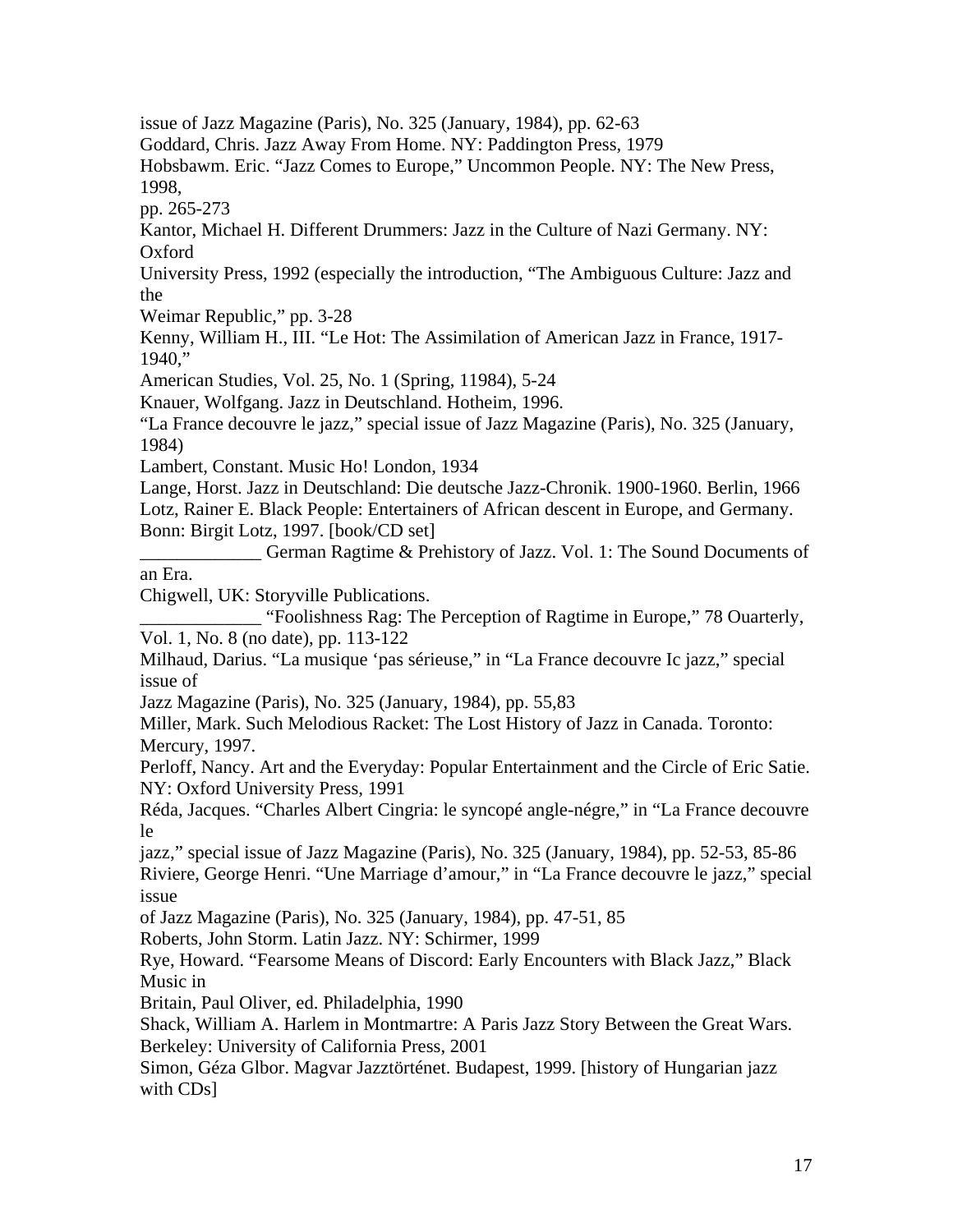issue of Jazz Magazine (Paris), No. 325 (January, 1984), pp. 62-63

Goddard, Chris. Jazz Away From Home. NY: Paddington Press, 1979

Hobsbawm. Eric. “Jazz Comes to Europe,” Uncommon People. NY: The New Press, 1998, pp. 265-273

Kantor, Michael H. Different Drummers: Jazz in the Culture of Nazi Germany. NY: Oxford University Press, 1992 (especially the introduction, “The Ambiguous Culture: Jazz and the Weimar Republic,” pp. 3-28

Kenny, William H., III. “Le Hot: The Assimilation of American Jazz in France, 1917-1940,” American Studies, Vol. 25, No. 1 (Spring, 11984), 5-24

Knauer, Wolfgang. Jazz in Deutschland. Hotheim, 1996.

“La France decouvre le jazz,” special issue of Jazz Magazine (Paris), No. 325 (January, 1984)

Lambert, Constant. Music Ho! London, 1934

Lange, Horst. Jazz in Deutschland: Die deutsche Jazz-Chronik. 1900-1960. Berlin, 1966

Lotz, Rainer E. Black People: Entertainers of African descent in Europe, and Germany. Bonn: Birgit Lotz, 1997. [book/CD set]

_____________ German Ragtime & Prehistory of Jazz. Vol. 1: The Sound Documents of an Era. Chigwell, UK: Storyville Publications.

_____________ “Foolishness Rag: The Perception of Ragtime in Europe,” 78 Ouarterly, Vol. 1, No. 8 (no date), pp. 113-122

Milhaud, Darius. “La musique ‘pas sérieuse,” in “La France decouvre Ic jazz,” special issue of Jazz Magazine (Paris), No. 325 (January, 1984), pp. 55,83

Miller, Mark. Such Melodious Racket: The Lost History of Jazz in Canada. Toronto: Mercury, 1997.

Perloff, Nancy. Art and the Everyday: Popular Entertainment and the Circle of Eric Satie. NY: Oxford University Press, 1991

Réda, Jacques. “Charles Albert Cingria: le syncopé angle-négre,” in “La France decouvre le jazz,” special issue of Jazz Magazine (Paris), No. 325 (January, 1984), pp. 52-53, 85-86

Riviere, George Henri. “Une Marriage d’amour,” in “La France decouvre le jazz,” special issue of Jazz Magazine (Paris), No. 325 (January, 1984), pp. 47-51, 85

Roberts, John Storm. Latin Jazz. NY: Schirmer, 1999

Rye, Howard. “Fearsome Means of Discord: Early Encounters with Black Jazz,” Black Music in Britain, Paul Oliver, ed. Philadelphia, 1990

Shack, William A. Harlem in Montmartre: A Paris Jazz Story Between the Great Wars. Berkeley: University of California Press, 2001

Simon, Géza Glbor. Magvar Jazztörténet. Budapest, 1999. [history of Hungarian jazz with CDs]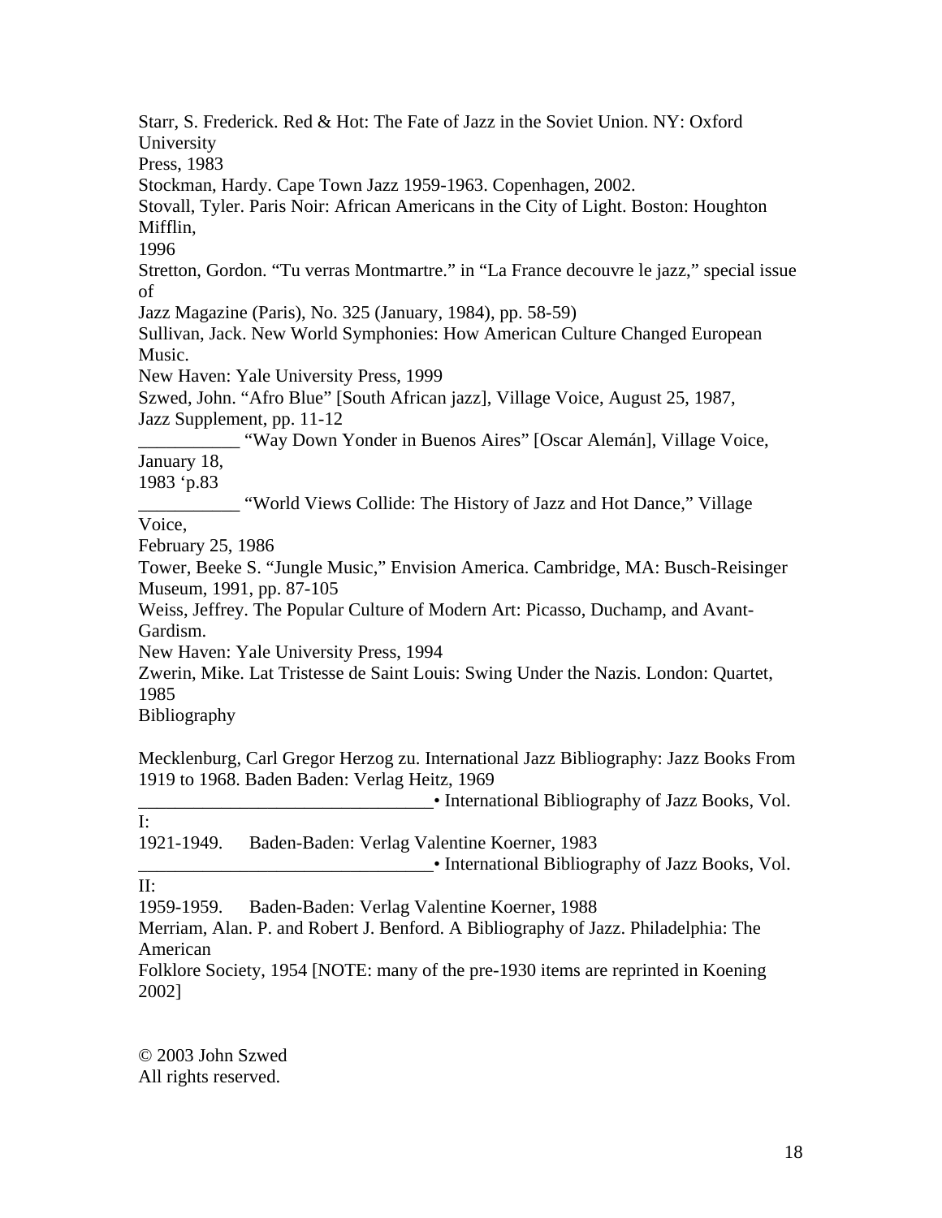Starr, S. Frederick. Red & Hot: The Fate of Jazz in the Soviet Union. NY: Oxford University Press, 1983

Stockman, Hardy. Cape Town Jazz 1959-1963. Copenhagen, 2002.

Stovall, Tyler. Paris Noir: African Americans in the City of Light. Boston: Houghton Mifflin, 1996

Stretton, Gordon. "Tu verras Montmartre." in "La France decouvre le jazz," special issue of Jazz Magazine (Paris), No. 325 (January, 1984), pp. 58-59)

Sullivan, Jack. New World Symphonies: How American Culture Changed European Music. New Haven: Yale University Press, 1999

Szwed, John. "Afro Blue" [South African jazz], Village Voice, August 25, 1987, Jazz Supplement, pp. 11-12

___________ "Way Down Yonder in Buenos Aires" [Oscar Alemán], Village Voice, January 18, 1983 'p.83

___________ "World Views Collide: The History of Jazz and Hot Dance," Village Voice, February 25, 1986

Tower, Beeke S. "Jungle Music," Envision America. Cambridge, MA: Busch-Reisinger Museum, 1991, pp. 87-105

Weiss, Jeffrey. The Popular Culture of Modern Art: Picasso, Duchamp, and Avant-Gardism. New Haven: Yale University Press, 1994

Zwerin, Mike. Lat Tristesse de Saint Louis: Swing Under the Nazis. London: Quartet, 1985

Bibliography

Mecklenburg, Carl Gregor Herzog zu. International Jazz Bibliography: Jazz Books From 1919 to 1968. Baden Baden: Verlag Heitz, 1969

________________________________• International Bibliography of Jazz Books, Vol. I: 1921-1949. Baden-Baden: Verlag Valentine Koerner, 1983

________________________________• International Bibliography of Jazz Books, Vol. II: 1959-1959. Baden-Baden: Verlag Valentine Koerner, 1988

Merriam, Alan. P. and Robert J. Benford. A Bibliography of Jazz. Philadelphia: The American Folklore Society, 1954 [NOTE: many of the pre-1930 items are reprinted in Koening 2002]

© 2003 John Szwed
All rights reserved.